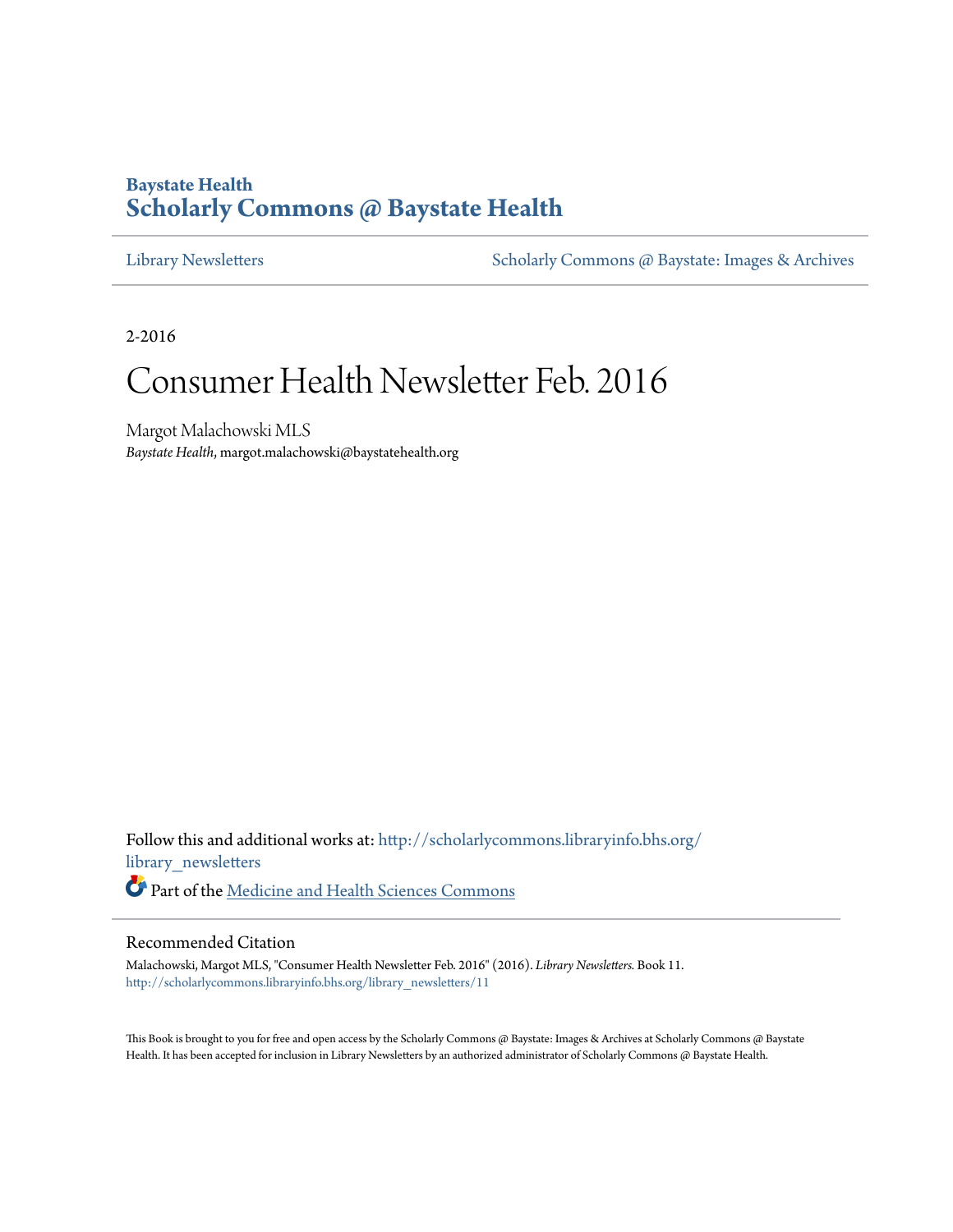Baystate Health

# Scholarly Commons @ Baystate Health

Library Newsletters | Scholarly Commons @ Baystate: Images & Archives

2-2016

# Consumer Health Newsletter Feb. 2016

Margot Malachowski MLS
*Baystate Health*, margot.malachowski@baystatehealth.org

Follow this and additional works at: http://scholarlycommons.libraryinfo.bhs.org/library_newsletters

Part of the Medicine and Health Sciences Commons

## Recommended Citation

Malachowski, Margot MLS, "Consumer Health Newsletter Feb. 2016" (2016). *Library Newsletters.* Book 11.
http://scholarlycommons.libraryinfo.bhs.org/library_newsletters/11

This Book is brought to you for free and open access by the Scholarly Commons @ Baystate: Images & Archives at Scholarly Commons @ Baystate Health. It has been accepted for inclusion in Library Newsletters by an authorized administrator of Scholarly Commons @ Baystate Health.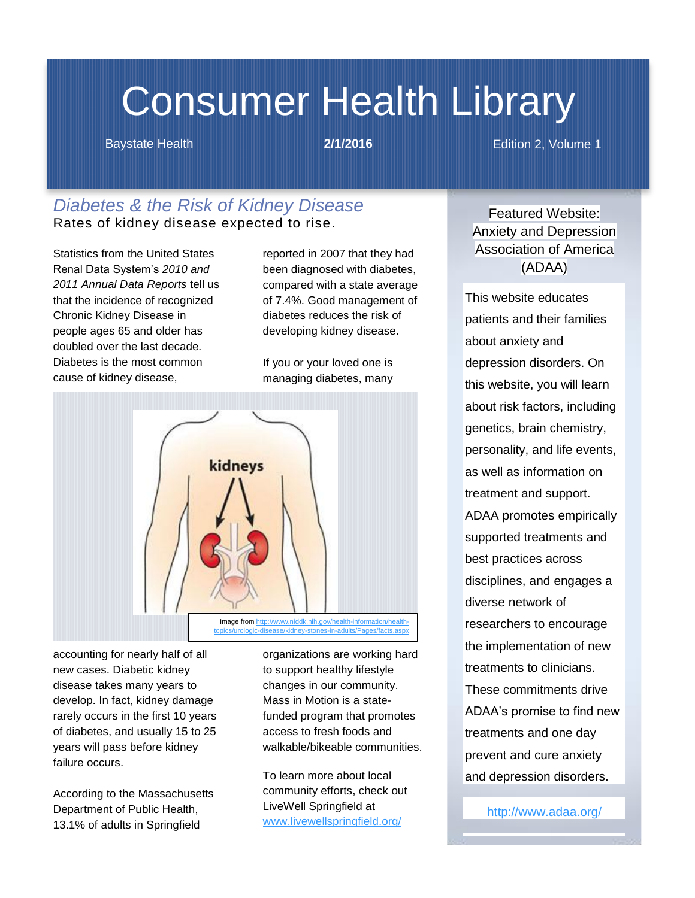# Consumer Health Library

Baystate Health **2/1/2016** Edition 2, Volume 1

## *Diabetes & the Risk of Kidney Disease*

Rates of kidney disease expected to rise.

Statistics from the United States Renal Data System's *2010 and 2011 Annual Data Reports* tell us that the incidence of recognized Chronic Kidney Disease in people ages 65 and older has doubled over the last decade. Diabetes is the most common cause of kidney disease, accounting for nearly half of all new cases. Diabetic kidney disease takes many years to develop. In fact, kidney damage rarely occurs in the first 10 years of diabetes, and usually 15 to 25 years will pass before kidney failure occurs.

According to the Massachusetts Department of Public Health, 13.1% of adults in Springfield reported in 2007 that they had been diagnosed with diabetes, compared with a state average of 7.4%. Good management of diabetes reduces the risk of developing kidney disease.

If you or your loved one is managing diabetes, many organizations are working hard to support healthy lifestyle changes in our community. Mass in Motion is a state-funded program that promotes access to fresh foods and walkable/bikeable communities.

To learn more about local community efforts, check out LiveWell Springfield at www.livewellspringfield.org/

Image from http://www.niddk.nih.gov/health-information/health-topics/urologic-disease/kidney-stones-in-adults/Pages/facts.aspx

### Featured Website: Anxiety and Depression Association of America (ADAA)

This website educates patients and their families about anxiety and depression disorders. On this website, you will learn about risk factors, including genetics, brain chemistry, personality, and life events, as well as information on treatment and support. ADAA promotes empirically supported treatments and best practices across disciplines, and engages a diverse network of researchers to encourage the implementation of new treatments to clinicians. These commitments drive ADAA's promise to find new treatments and one day prevent and cure anxiety and depression disorders.

http://www.adaa.org/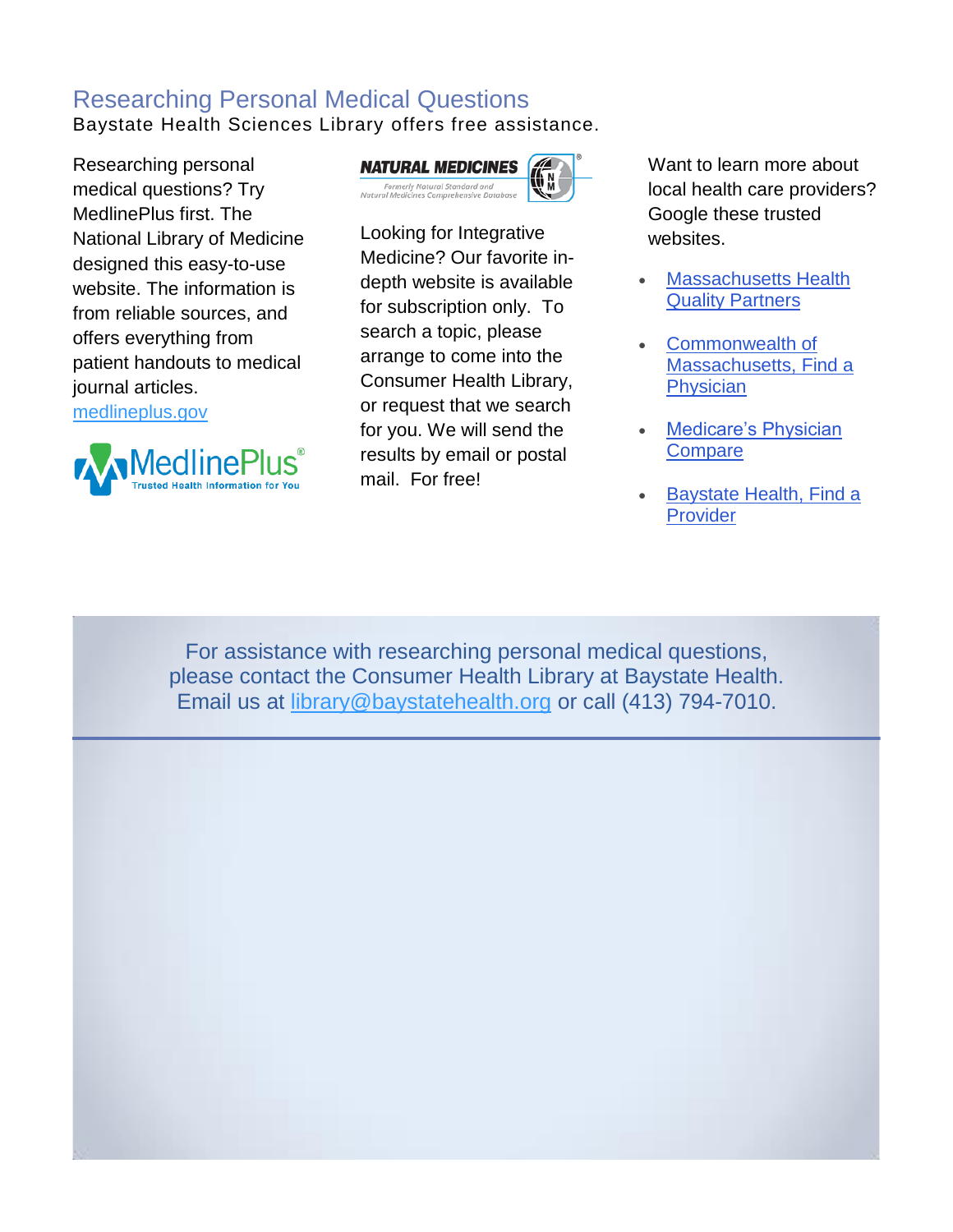## Researching Personal Medical Questions

Baystate Health Sciences Library offers free assistance.

Researching personal medical questions? Try MedlinePlus first. The National Library of Medicine designed this easy-to-use website. The information is from reliable sources, and offers everything from patient handouts to medical journal articles.
[medlineplus.gov](medlineplus.gov)

MedlinePlus® Trusted Health Information for You

NATURAL MEDICINES® Formerly Natural Standard and Natural Medicines Comprehensive Database

Looking for Integrative Medicine? Our favorite in-depth website is available for subscription only. To search a topic, please arrange to come into the Consumer Health Library, or request that we search for you. We will send the results by email or postal mail. For free!

Want to learn more about local health care providers? Google these trusted websites.

- Massachusetts Health Quality Partners
- Commonwealth of Massachusetts, Find a Physician
- Medicare's Physician Compare
- Baystate Health, Find a Provider

For assistance with researching personal medical questions, please contact the Consumer Health Library at Baystate Health. Email us at library@baystatehealth.org or call (413) 794-7010.